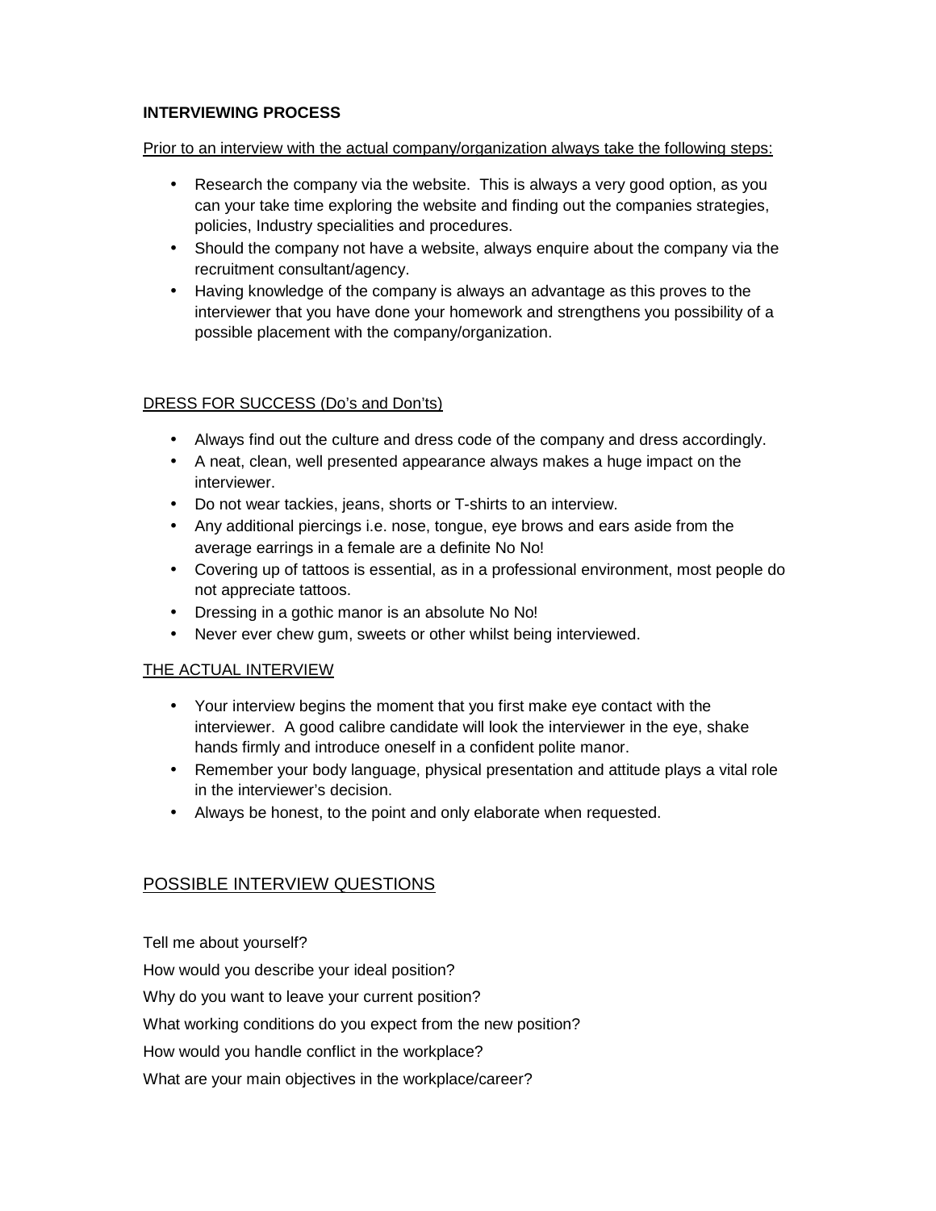# INTERVIEWING PROCESS

Prior to an interview with the actual company/organization always take the following steps:

- Research the company via the website. This is always a very good option, as you can your take time exploring the website and finding out the companies strategies, policies, Industry specialities and procedures.
- Should the company not have a website, always enquire about the company via the recruitment consultant/agency.
- Having knowledge of the company is always an advantage as this proves to the interviewer that you have done your homework and strengthens you possibility of a possible placement with the company/organization.

## DRESS FOR SUCCESS (Do's and Don'ts)

- Always find out the culture and dress code of the company and dress accordingly.
- A neat, clean, well presented appearance always makes a huge impact on the interviewer.
- Do not wear tackies, jeans, shorts or T-shirts to an interview.
- Any additional piercings i.e. nose, tongue, eye brows and ears aside from the average earrings in a female are a definite No No!
- Covering up of tattoos is essential, as in a professional environment, most people do not appreciate tattoos.
- Dressing in a gothic manor is an absolute No No!
- Never ever chew gum, sweets or other whilst being interviewed.

## THE ACTUAL INTERVIEW

- Your interview begins the moment that you first make eye contact with the interviewer. A good calibre candidate will look the interviewer in the eye, shake hands firmly and introduce oneself in a confident polite manor.
- Remember your body language, physical presentation and attitude plays a vital role in the interviewer's decision.
- Always be honest, to the point and only elaborate when requested.

## POSSIBLE INTERVIEW QUESTIONS

Tell me about yourself?

How would you describe your ideal position?

Why do you want to leave your current position?

What working conditions do you expect from the new position?

How would you handle conflict in the workplace?

What are your main objectives in the workplace/career?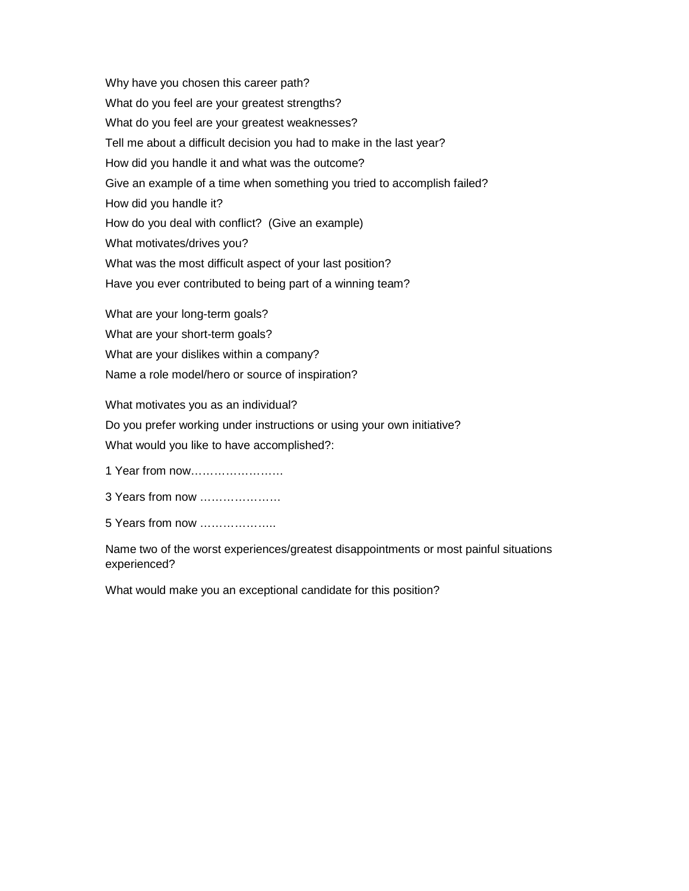Why have you chosen this career path?

What do you feel are your greatest strengths?

What do you feel are your greatest weaknesses?

Tell me about a difficult decision you had to make in the last year?

How did you handle it and what was the outcome?

Give an example of a time when something you tried to accomplish failed?

How did you handle it?

How do you deal with conflict? (Give an example)

What motivates/drives you?

What was the most difficult aspect of your last position?

Have you ever contributed to being part of a winning team?

What are your long-term goals?

What are your short-term goals?

What are your dislikes within a company?

Name a role model/hero or source of inspiration?

What motivates you as an individual?

Do you prefer working under instructions or using your own initiative?

What would you like to have accomplished?:

1 Year from now……………………

3 Years from now …………………

5 Years from now ………………..

Name two of the worst experiences/greatest disappointments or most painful situations experienced?

What would make you an exceptional candidate for this position?